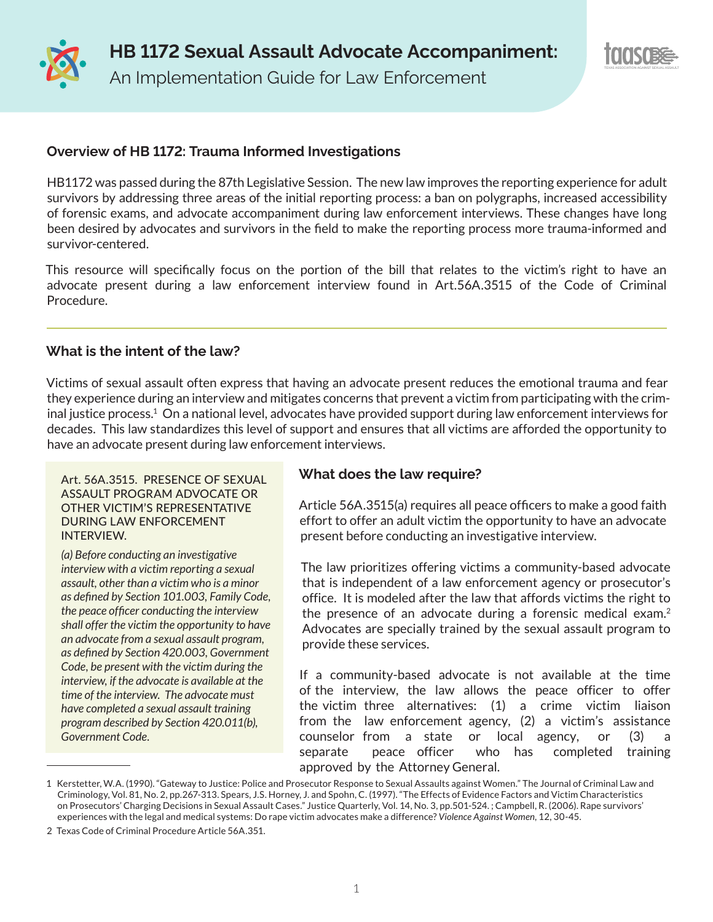# HB 1172 Sexual Assault Advocate Accompaniment:

An Implementation Guide for Law Enforcement

## Overview of HB 1172: Trauma Informed Investigations

HB1172 was passed during the 87th Legislative Session. The new law improves the reporting experience for adult survivors by addressing three areas of the initial reporting process: a ban on polygraphs, increased accessibility of forensic exams, and advocate accompaniment during law enforcement interviews. These changes have long been desired by advocates and survivors in the field to make the reporting process more trauma-informed and survivor-centered.

This resource will specifically focus on the portion of the bill that relates to the victim's right to have an advocate present during a law enforcement interview found in Art.56A.3515 of the Code of Criminal Procedure.

---

## What is the intent of the law?

Victims of sexual assault often express that having an advocate present reduces the emotional trauma and fear they experience during an interview and mitigates concerns that prevent a victim from participating with the criminal justice process.[1] On a national level, advocates have provided support during law enforcement interviews for decades. This law standardizes this level of support and ensures that all victims are afforded the opportunity to have an advocate present during law enforcement interviews.

> Art. 56A.3515. PRESENCE OF SEXUAL ASSAULT PROGRAM ADVOCATE OR OTHER VICTIM'S REPRESENTATIVE DURING LAW ENFORCEMENT INTERVIEW.
>
> *(a) Before conducting an investigative interview with a victim reporting a sexual assault, other than a victim who is a minor as defined by Section 101.003, Family Code, the peace officer conducting the interview shall offer the victim the opportunity to have an advocate from a sexual assault program, as defined by Section 420.003, Government Code, be present with the victim during the interview, if the advocate is available at the time of the interview. The advocate must have completed a sexual assault training program described by Section 420.011(b), Government Code.*

## What does the law require?

Article 56A.3515(a) requires all peace officers to make a good faith effort to offer an adult victim the opportunity to have an advocate present before conducting an investigative interview.

The law prioritizes offering victims a community-based advocate that is independent of a law enforcement agency or prosecutor's office. It is modeled after the law that affords victims the right to the presence of an advocate during a forensic medical exam.[2] Advocates are specially trained by the sexual assault program to provide these services.

If a community-based advocate is not available at the time of the interview, the law allows the peace officer to offer the victim three alternatives: (1) a crime victim liaison from the law enforcement agency, (2) a victim's assistance counselor from a state or local agency, or (3) a separate peace officer who has completed training approved by the Attorney General.

---

1 Kerstetter, W.A. (1990). "Gateway to Justice: Police and Prosecutor Response to Sexual Assaults against Women." The Journal of Criminal Law and Criminology, Vol. 81, No. 2, pp.267-313. Spears, J.S. Horney, J. and Spohn, C. (1997). "The Effects of Evidence Factors and Victim Characteristics on Prosecutors' Charging Decisions in Sexual Assault Cases." Justice Quarterly, Vol. 14, No. 3, pp.501-524. ; Campbell, R. (2006). Rape survivors' experiences with the legal and medical systems: Do rape victim advocates make a difference? *Violence Against Women*, 12, 30-45.

2 Texas Code of Criminal Procedure Article 56A.351.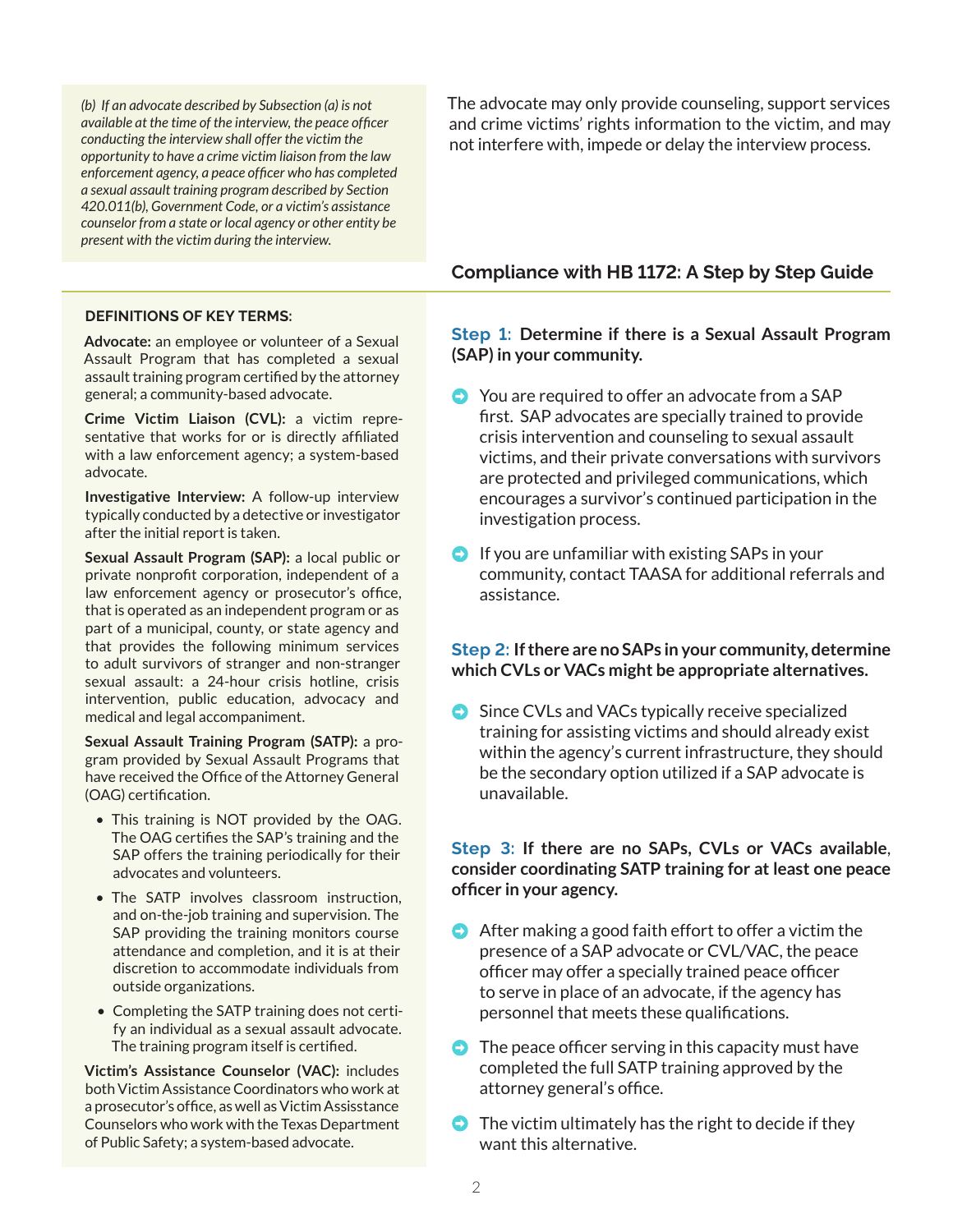*(b) If an advocate described by Subsection (a) is not available at the time of the interview, the peace officer conducting the interview shall offer the victim the opportunity to have a crime victim liaison from the law enforcement agency, a peace officer who has completed a sexual assault training program described by Section 420.011(b), Government Code, or a victim's assistance counselor from a state or local agency or other entity be present with the victim during the interview.*

The advocate may only provide counseling, support services and crime victims' rights information to the victim, and may not interfere with, impede or delay the interview process.

### DEFINITIONS OF KEY TERMS:

**Advocate:** an employee or volunteer of a Sexual Assault Program that has completed a sexual assault training program certified by the attorney general; a community-based advocate.

**Crime Victim Liaison (CVL):** a victim representative that works for or is directly affiliated with a law enforcement agency; a system-based advocate.

**Investigative Interview:** A follow-up interview typically conducted by a detective or investigator after the initial report is taken.

**Sexual Assault Program (SAP):** a local public or private nonprofit corporation, independent of a law enforcement agency or prosecutor's office, that is operated as an independent program or as part of a municipal, county, or state agency and that provides the following minimum services to adult survivors of stranger and non-stranger sexual assault: a 24-hour crisis hotline, crisis intervention, public education, advocacy and medical and legal accompaniment.

**Sexual Assault Training Program (SATP):** a program provided by Sexual Assault Programs that have received the Office of the Attorney General (OAG) certification.

- This training is NOT provided by the OAG. The OAG certifies the SAP's training and the SAP offers the training periodically for their advocates and volunteers.
- The SATP involves classroom instruction, and on-the-job training and supervision. The SAP providing the training monitors course attendance and completion, and it is at their discretion to accommodate individuals from outside organizations.
- Completing the SATP training does not certify an individual as a sexual assault advocate. The training program itself is certified.

**Victim's Assistance Counselor (VAC):** includes both Victim Assistance Coordinators who work at a prosecutor's office, as well as Victim Assisstance Counselors who work with the Texas Department of Public Safety; a system-based advocate.

## Compliance with HB 1172: A Step by Step Guide

### Step 1: Determine if there is a Sexual Assault Program (SAP) in your community.

- You are required to offer an advocate from a SAP first. SAP advocates are specially trained to provide crisis intervention and counseling to sexual assault victims, and their private conversations with survivors are protected and privileged communications, which encourages a survivor's continued participation in the investigation process.
- If you are unfamiliar with existing SAPs in your community, contact TAASA for additional referrals and assistance.

### Step 2: If there are no SAPs in your community, determine which CVLs or VACs might be appropriate alternatives.

- Since CVLs and VACs typically receive specialized training for assisting victims and should already exist within the agency's current infrastructure, they should be the secondary option utilized if a SAP advocate is unavailable.

### Step 3: If there are no SAPs, CVLs or VACs available, consider coordinating SATP training for at least one peace officer in your agency.

- After making a good faith effort to offer a victim the presence of a SAP advocate or CVL/VAC, the peace officer may offer a specially trained peace officer to serve in place of an advocate, if the agency has personnel that meets these qualifications.
- The peace officer serving in this capacity must have completed the full SATP training approved by the attorney general's office.
- The victim ultimately has the right to decide if they want this alternative.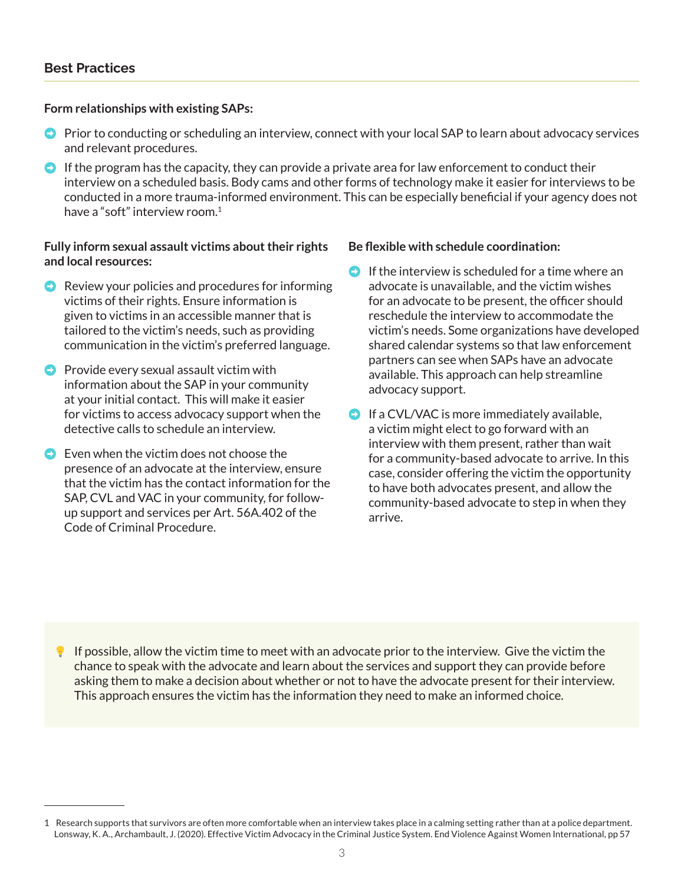## Best Practices

**Form relationships with existing SAPs:**

- Prior to conducting or scheduling an interview, connect with your local SAP to learn about advocacy services and relevant procedures.
- If the program has the capacity, they can provide a private area for law enforcement to conduct their interview on a scheduled basis. Body cams and other forms of technology make it easier for interviews to be conducted in a more trauma-informed environment. This can be especially beneficial if your agency does not have a "soft" interview room.[1]

**Fully inform sexual assault victims about their rights and local resources:**

- Review your policies and procedures for informing victims of their rights. Ensure information is given to victims in an accessible manner that is tailored to the victim's needs, such as providing communication in the victim's preferred language.
- Provide every sexual assault victim with information about the SAP in your community at your initial contact. This will make it easier for victims to access advocacy support when the detective calls to schedule an interview.
- Even when the victim does not choose the presence of an advocate at the interview, ensure that the victim has the contact information for the SAP, CVL and VAC in your community, for follow-up support and services per Art. 56A.402 of the Code of Criminal Procedure.

**Be flexible with schedule coordination:**

- If the interview is scheduled for a time where an advocate is unavailable, and the victim wishes for an advocate to be present, the officer should reschedule the interview to accommodate the victim's needs. Some organizations have developed shared calendar systems so that law enforcement partners can see when SAPs have an advocate available. This approach can help streamline advocacy support.
- If a CVL/VAC is more immediately available, a victim might elect to go forward with an interview with them present, rather than wait for a community-based advocate to arrive. In this case, consider offering the victim the opportunity to have both advocates present, and allow the community-based advocate to step in when they arrive.

> If possible, allow the victim time to meet with an advocate prior to the interview. Give the victim the chance to speak with the advocate and learn about the services and support they can provide before asking them to make a decision about whether or not to have the advocate present for their interview. This approach ensures the victim has the information they need to make an informed choice.

---

1 Research supports that survivors are often more comfortable when an interview takes place in a calming setting rather than at a police department. Lonsway, K. A., Archambault, J. (2020). Effective Victim Advocacy in the Criminal Justice System. End Violence Against Women International, pp 57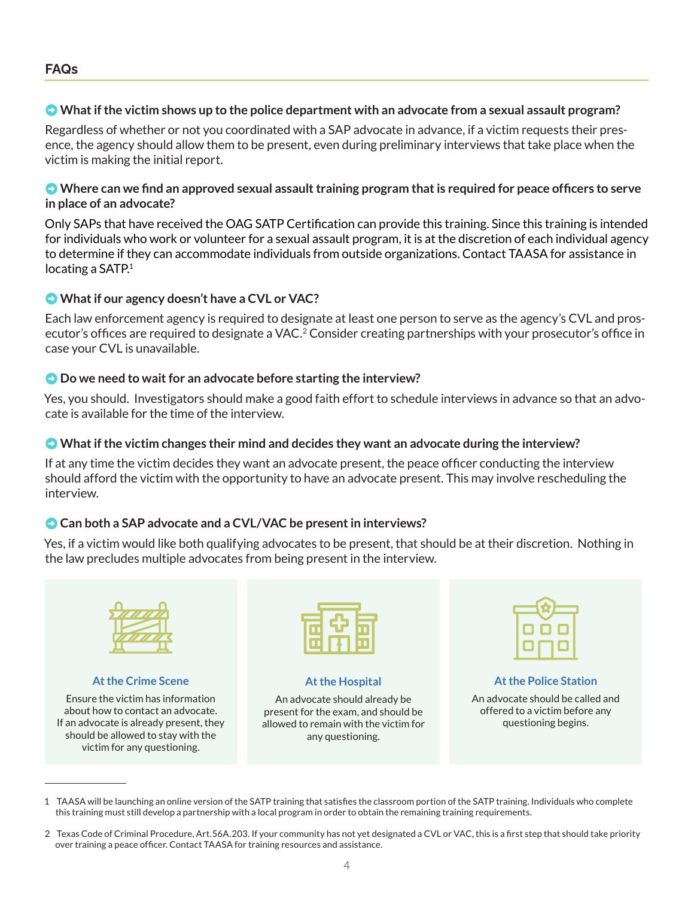## FAQs

**What if the victim shows up to the police department with an advocate from a sexual assault program?**

Regardless of whether or not you coordinated with a SAP advocate in advance, if a victim requests their presence, the agency should allow them to be present, even during preliminary interviews that take place when the victim is making the initial report.

**Where can we find an approved sexual assault training program that is required for peace officers to serve in place of an advocate?**

Only SAPs that have received the OAG SATP Certification can provide this training. Since this training is intended for individuals who work or volunteer for a sexual assault program, it is at the discretion of each individual agency to determine if they can accommodate individuals from outside organizations. Contact TAASA for assistance in locating a SATP.[1]

**What if our agency doesn't have a CVL or VAC?**

Each law enforcement agency is required to designate at least one person to serve as the agency's CVL and prosecutor's offices are required to designate a VAC.[2] Consider creating partnerships with your prosecutor's office in case your CVL is unavailable.

**Do we need to wait for an advocate before starting the interview?**

Yes, you should. Investigators should make a good faith effort to schedule interviews in advance so that an advocate is available for the time of the interview.

**What if the victim changes their mind and decides they want an advocate during the interview?**

If at any time the victim decides they want an advocate present, the peace officer conducting the interview should afford the victim with the opportunity to have an advocate present. This may involve rescheduling the interview.

**Can both a SAP advocate and a CVL/VAC be present in interviews?**

Yes, if a victim would like both qualifying advocates to be present, that should be at their discretion. Nothing in the law precludes multiple advocates from being present in the interview.

### At the Crime Scene

Ensure the victim has information about how to contact an advocate. If an advocate is already present, they should be allowed to stay with the victim for any questioning.

### At the Hospital

An advocate should already be present for the exam, and should be allowed to remain with the victim for any questioning.

### At the Police Station

An advocate should be called and offered to a victim before any questioning begins.

---

1 TAASA will be launching an online version of the SATP training that satisfies the classroom portion of the SATP training. Individuals who complete this training must still develop a partnership with a local program in order to obtain the remaining training requirements.

2 Texas Code of Criminal Procedure, Art.56A.203. If your community has not yet designated a CVL or VAC, this is a first step that should take priority over training a peace officer. Contact TAASA for training resources and assistance.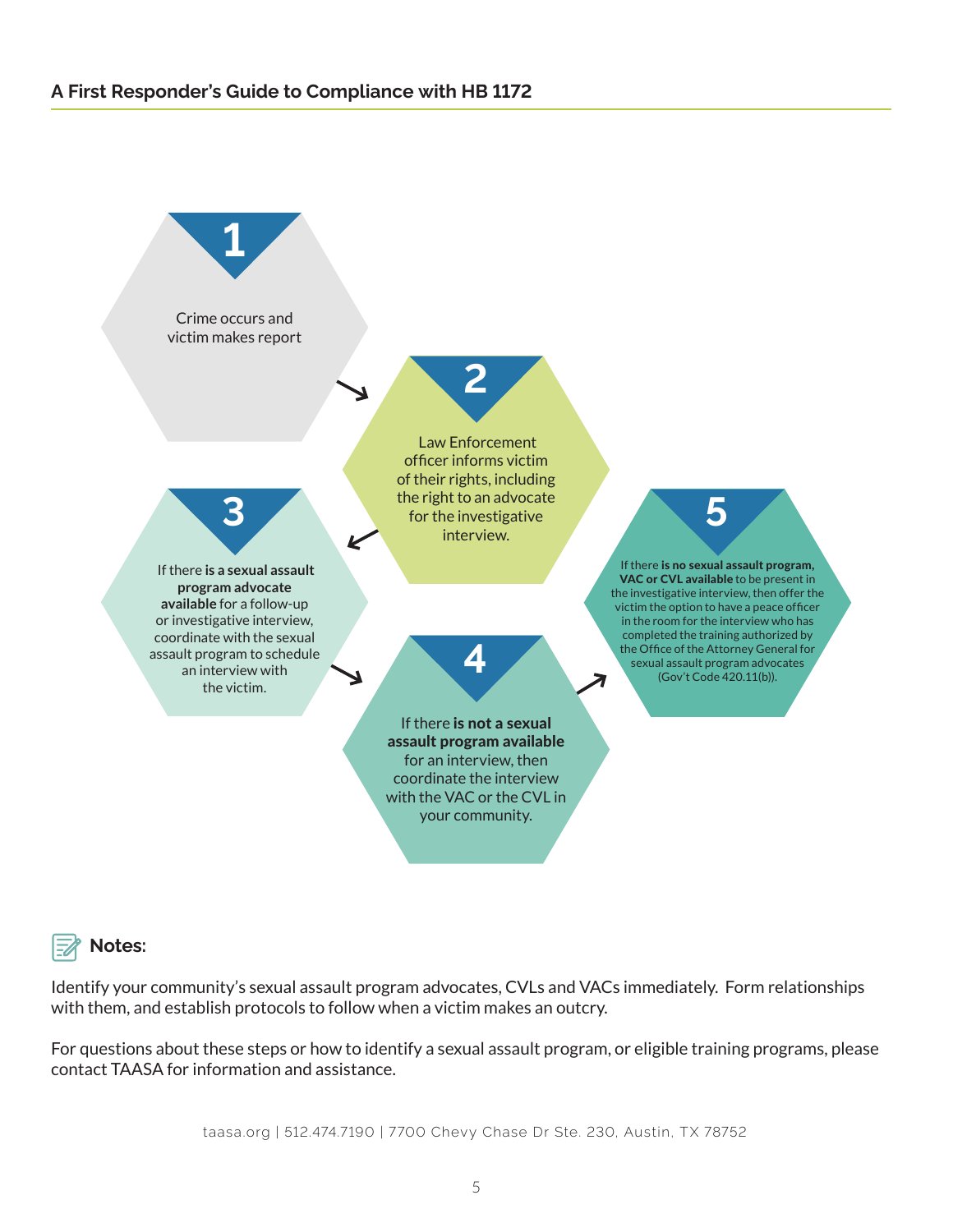**1**

Crime occurs and victim makes report

**2**

Law Enforcement officer informs victim of their rights, including the right to an advocate for the investigative interview.

**3**

If there **is a sexual assault program advocate available** for a follow-up or investigative interview, coordinate with the sexual assault program to schedule an interview with the victim.

**4**

If there **is not a sexual assault program available** for an interview, then coordinate the interview with the VAC or the CVL in your community.

**5**

If there **is no sexual assault program, VAC or CVL available** to be present in the investigative interview, then offer the victim the option to have a peace officer in the room for the interview who has completed the training authorized by the Office of the Attorney General for sexual assault program advocates (Gov't Code 420.11(b)).

## Notes:

Identify your community's sexual assault program advocates, CVLs and VACs immediately. Form relationships with them, and establish protocols to follow when a victim makes an outcry.

For questions about these steps or how to identify a sexual assault program, or eligible training programs, please contact TAASA for information and assistance.

taasa.org | 512.474.7190 | 7700 Chevy Chase Dr Ste. 230, Austin, TX 78752